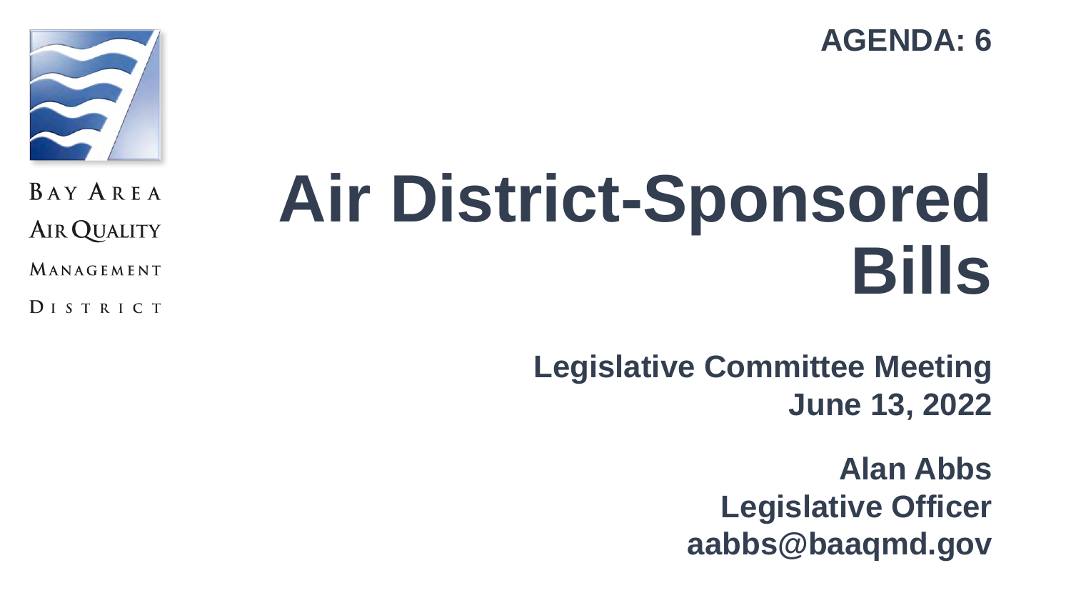AGENDA: 6

BAY AREA
AIR QUALITY
MANAGEMENT
DISTRICT

# Air District-Sponsored Bills

**Legislative Committee Meeting**
**June 13, 2022**

**Alan Abbs**
**Legislative Officer**
**aabbs@baaqmd.gov**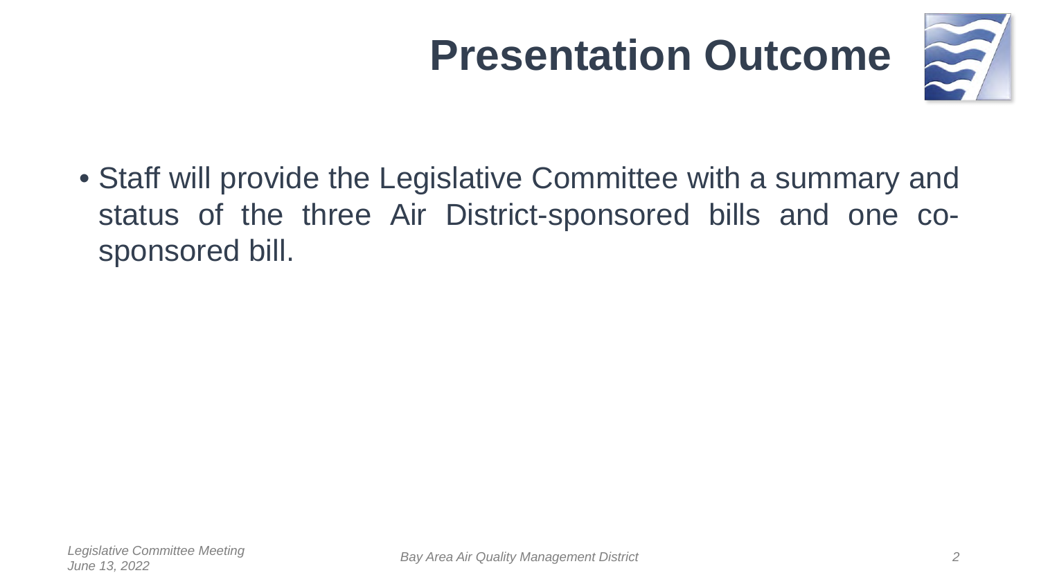# Presentation Outcome

- Staff will provide the Legislative Committee with a summary and status of the three Air District-sponsored bills and one co-sponsored bill.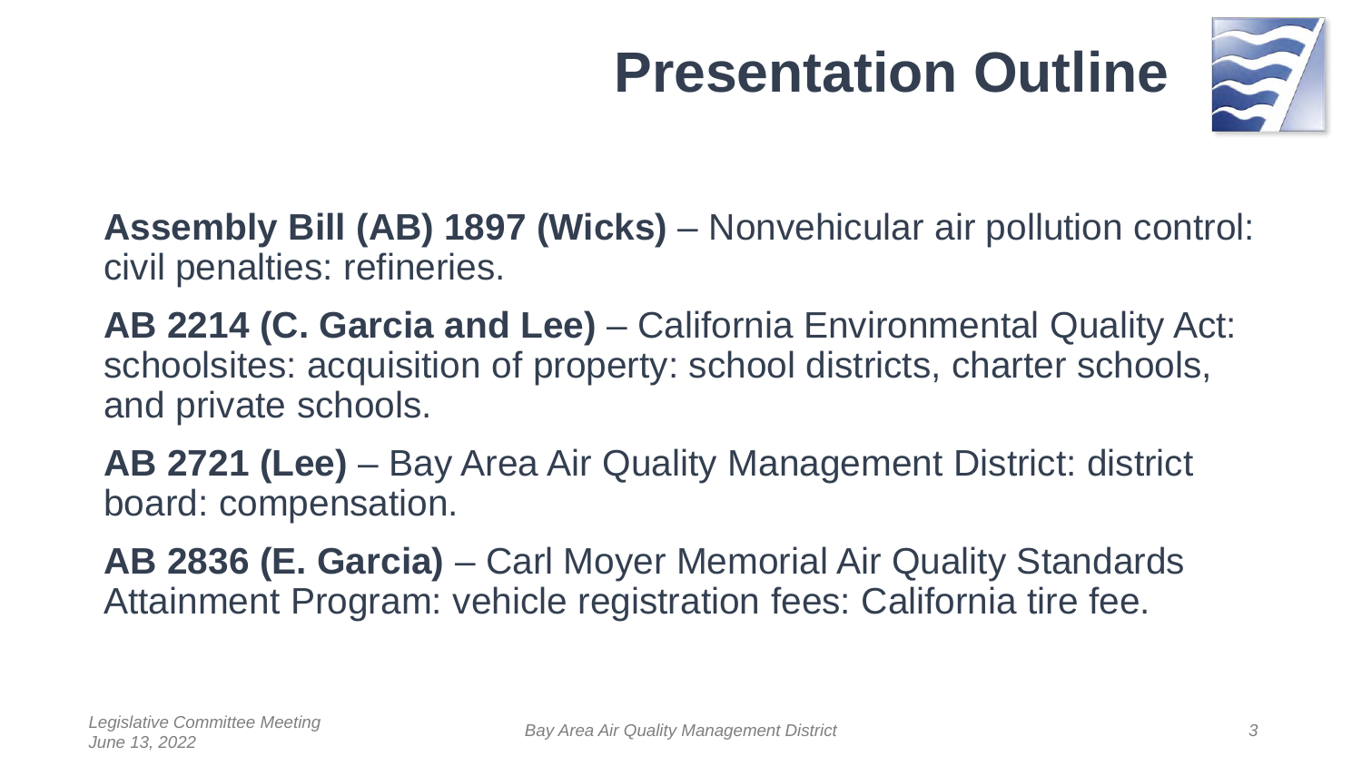# Presentation Outline

**Assembly Bill (AB) 1897 (Wicks)** – Nonvehicular air pollution control: civil penalties: refineries.

**AB 2214 (C. Garcia and Lee)** – California Environmental Quality Act: schoolsites: acquisition of property: school districts, charter schools, and private schools.

**AB 2721 (Lee)** – Bay Area Air Quality Management District: district board: compensation.

**AB 2836 (E. Garcia)** – Carl Moyer Memorial Air Quality Standards Attainment Program: vehicle registration fees: California tire fee.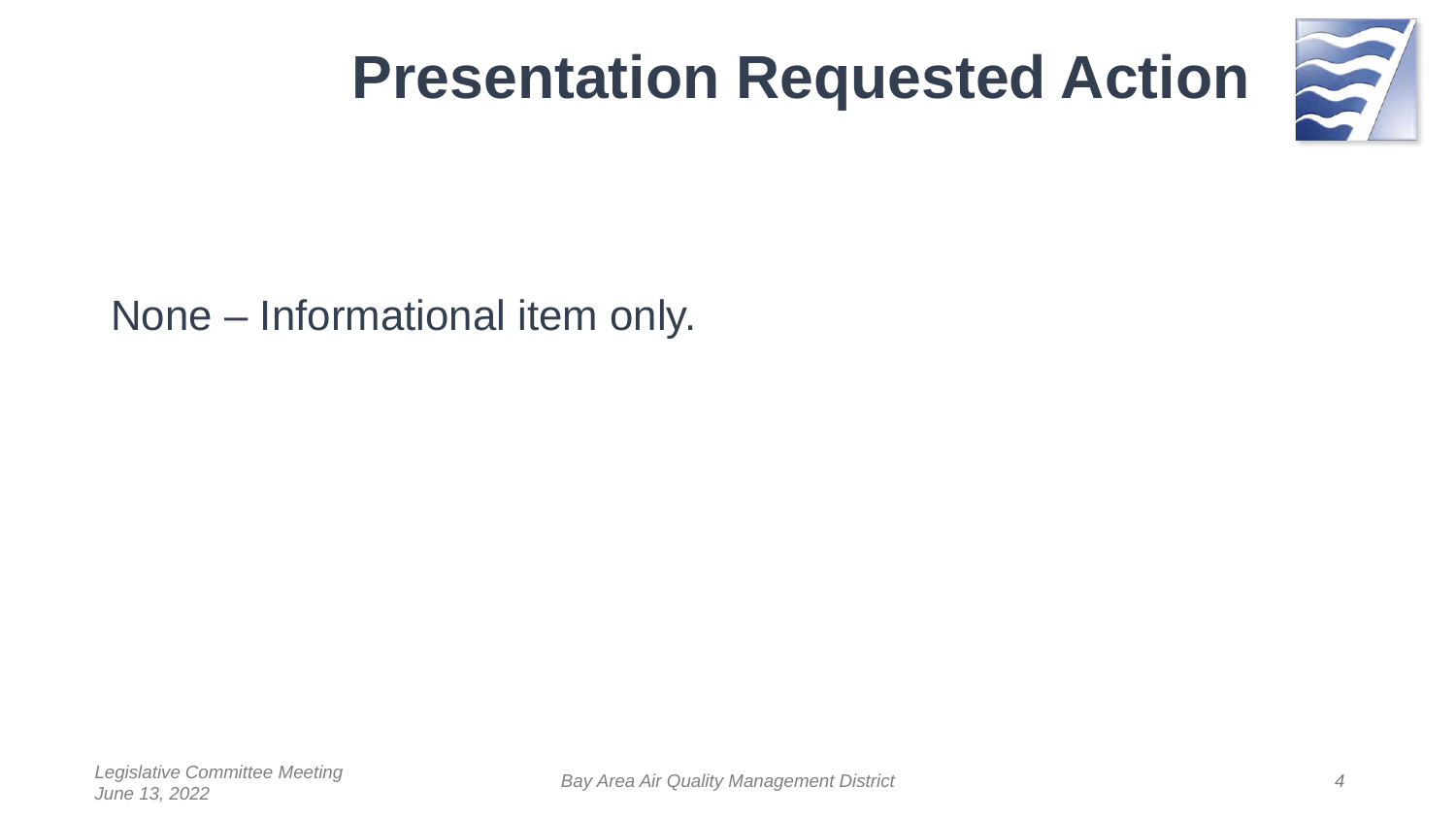# Presentation Requested Action

None – Informational item only.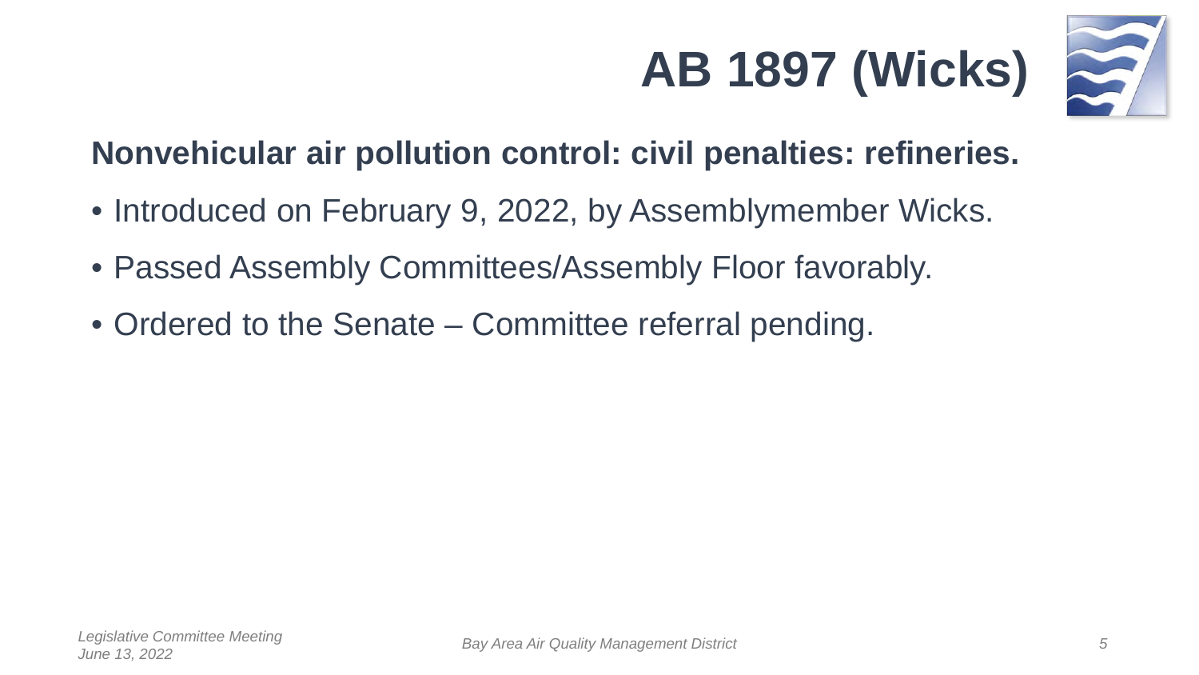# AB 1897 (Wicks)

**Nonvehicular air pollution control: civil penalties: refineries.**

- Introduced on February 9, 2022, by Assemblymember Wicks.
- Passed Assembly Committees/Assembly Floor favorably.
- Ordered to the Senate – Committee referral pending.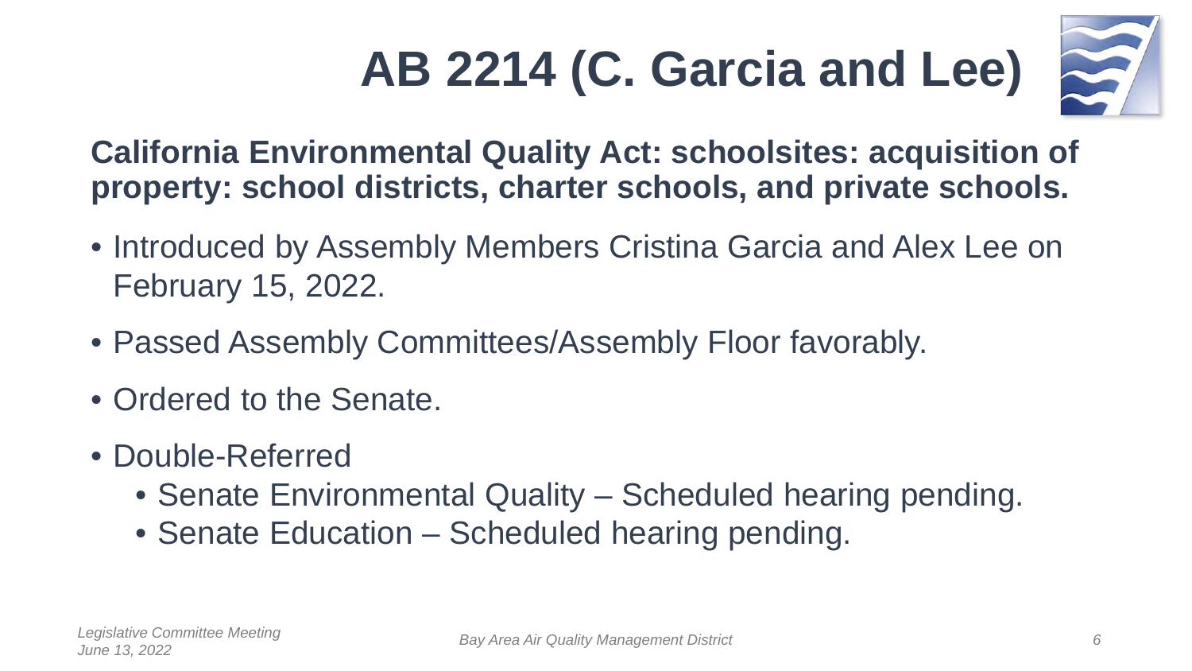# AB 2214 (C. Garcia and Lee)

**California Environmental Quality Act: schoolsites: acquisition of property: school districts, charter schools, and private schools.**

- Introduced by Assembly Members Cristina Garcia and Alex Lee on February 15, 2022.
- Passed Assembly Committees/Assembly Floor favorably.
- Ordered to the Senate.
- Double-Referred
  - Senate Environmental Quality – Scheduled hearing pending.
  - Senate Education – Scheduled hearing pending.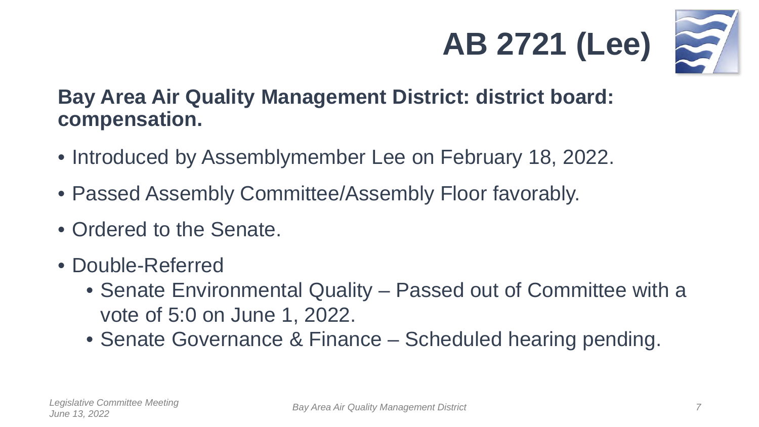# AB 2721 (Lee)

**Bay Area Air Quality Management District: district board: compensation.**

- Introduced by Assemblymember Lee on February 18, 2022.
- Passed Assembly Committee/Assembly Floor favorably.
- Ordered to the Senate.
- Double-Referred
  - Senate Environmental Quality – Passed out of Committee with a vote of 5:0 on June 1, 2022.
  - Senate Governance & Finance – Scheduled hearing pending.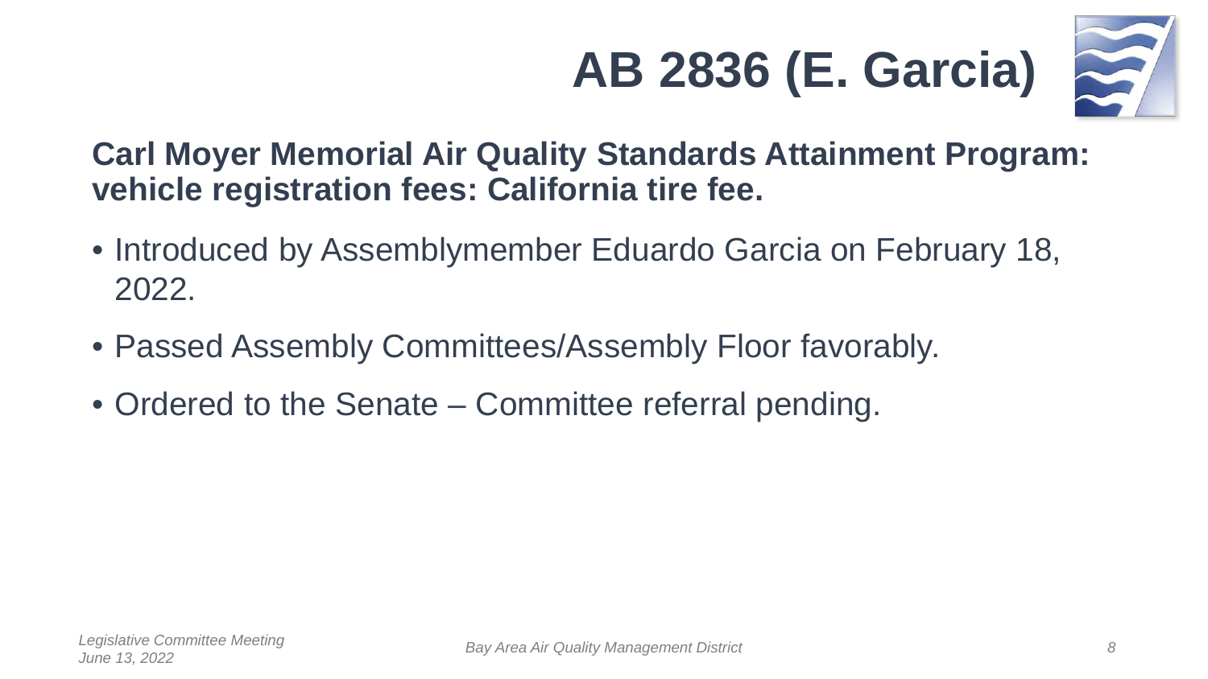# AB 2836 (E. Garcia)

**Carl Moyer Memorial Air Quality Standards Attainment Program: vehicle registration fees: California tire fee.**

- Introduced by Assemblymember Eduardo Garcia on February 18, 2022.
- Passed Assembly Committees/Assembly Floor favorably.
- Ordered to the Senate – Committee referral pending.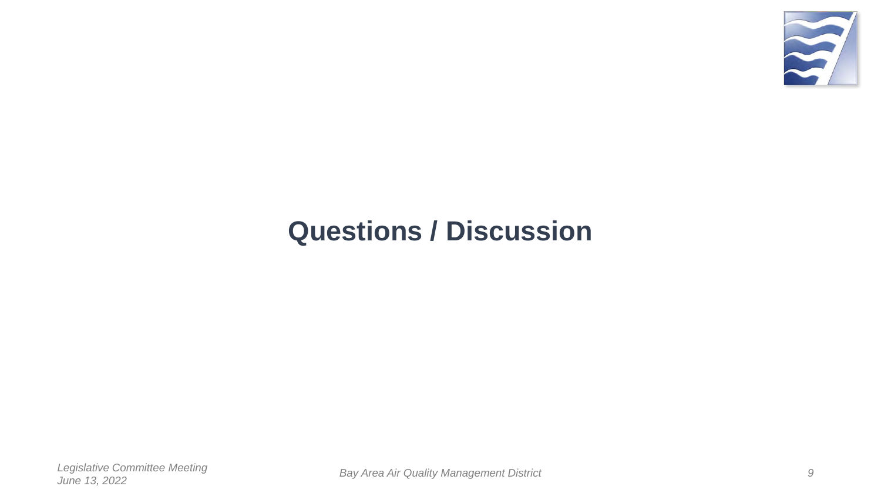# Questions / Discussion